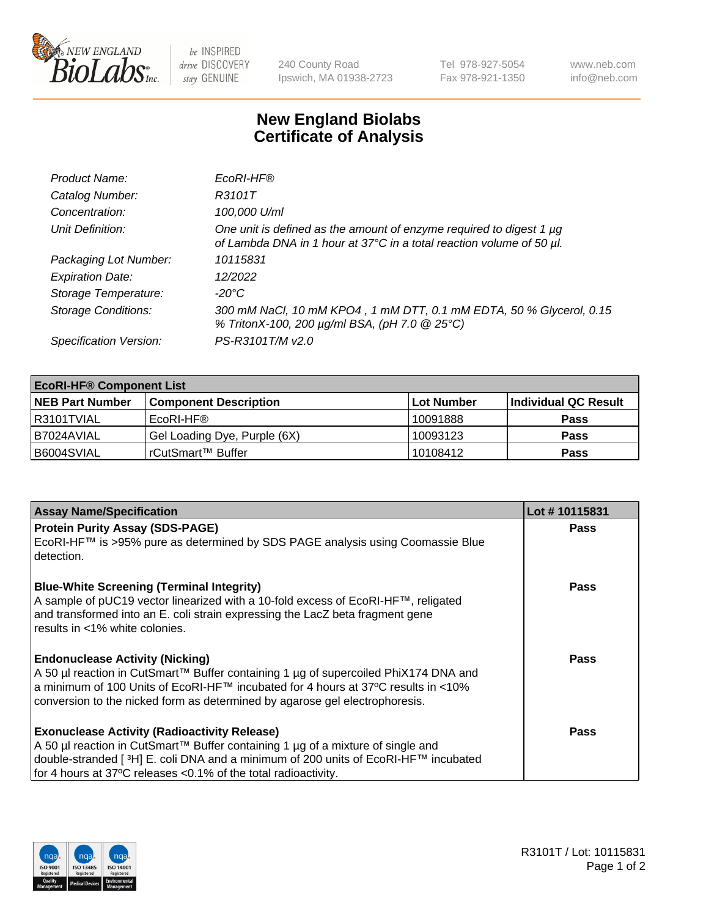# New England Biolabs Certificate of Analysis

| | |
|---|---|
| *Product Name:* | *EcoRI-HF®* |
| *Catalog Number:* | *R3101T* |
| *Concentration:* | *100,000 U/ml* |
| *Unit Definition:* | *One unit is defined as the amount of enzyme required to digest 1 µg of Lambda DNA in 1 hour at 37°C in a total reaction volume of 50 µl.* |
| *Packaging Lot Number:* | *10115831* |
| *Expiration Date:* | *12/2022* |
| *Storage Temperature:* | *-20°C* |
| *Storage Conditions:* | *300 mM NaCl, 10 mM KPO4 , 1 mM DTT, 0.1 mM EDTA, 50 % Glycerol, 0.15 % TritonX-100, 200 µg/ml BSA, (pH 7.0 @ 25°C)* |
| *Specification Version:* | *PS-R3101T/M v2.0* |

| **EcoRI-HF® Component List** | | | |
|---|---|---|---|
| **NEB Part Number** | **Component Description** | **Lot Number** | **Individual QC Result** |
| R3101TVIAL | EcoRI-HF® | 10091888 | **Pass** |
| B7024AVIAL | Gel Loading Dye, Purple (6X) | 10093123 | **Pass** |
| B6004SVIAL | rCutSmart™ Buffer | 10108412 | **Pass** |

| **Assay Name/Specification** | **Lot # 10115831** |
|---|---|
| **Protein Purity Assay (SDS-PAGE)**<br>EcoRI-HF™ is >95% pure as determined by SDS PAGE analysis using Coomassie Blue detection. | **Pass** |
| **Blue-White Screening (Terminal Integrity)**<br>A sample of pUC19 vector linearized with a 10-fold excess of EcoRI-HF™, religated and transformed into an E. coli strain expressing the LacZ beta fragment gene results in <1% white colonies. | **Pass** |
| **Endonuclease Activity (Nicking)**<br>A 50 µl reaction in CutSmart™ Buffer containing 1 µg of supercoiled PhiX174 DNA and a minimum of 100 Units of EcoRI-HF™ incubated for 4 hours at 37ºC results in <10% conversion to the nicked form as determined by agarose gel electrophoresis. | **Pass** |
| **Exonuclease Activity (Radioactivity Release)**<br>A 50 µl reaction in CutSmart™ Buffer containing 1 µg of a mixture of single and double-stranded [ $^{3}$H] E. coli DNA and a minimum of 200 units of EcoRI-HF™ incubated for 4 hours at 37ºC releases <0.1% of the total radioactivity. | **Pass** |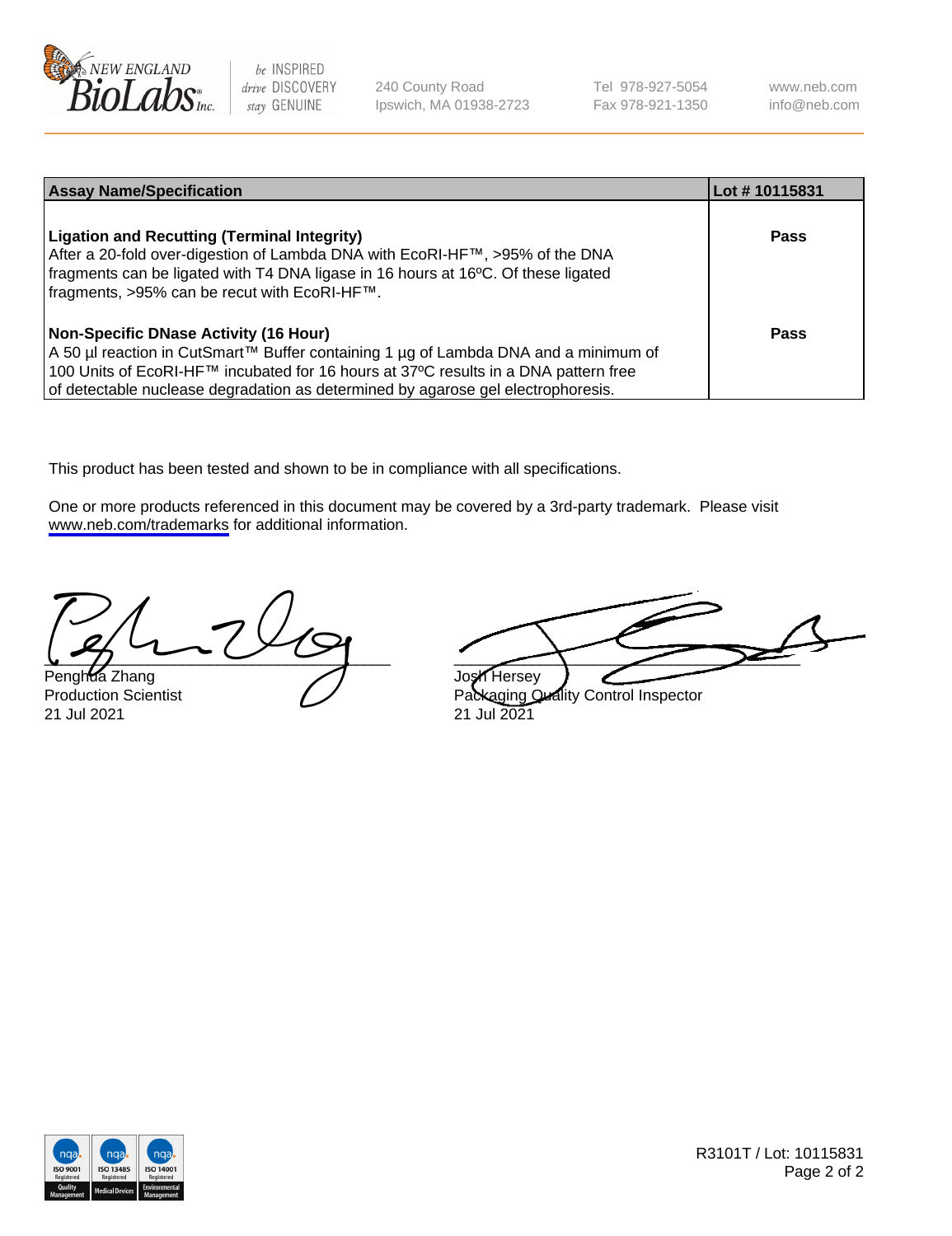| Assay Name/Specification | Lot # 10115831 |
|---|---|
| **Ligation and Recutting (Terminal Integrity)**<br>After a 20-fold over-digestion of Lambda DNA with EcoRI-HF™, >95% of the DNA fragments can be ligated with T4 DNA ligase in 16 hours at 16ºC. Of these ligated fragments, >95% can be recut with EcoRI-HF™. | **Pass** |
| **Non-Specific DNase Activity (16 Hour)**<br>A 50 µl reaction in CutSmart™ Buffer containing 1 µg of Lambda DNA and a minimum of 100 Units of EcoRI-HF™ incubated for 16 hours at 37ºC results in a DNA pattern free of detectable nuclease degradation as determined by agarose gel electrophoresis. | **Pass** |

This product has been tested and shown to be in compliance with all specifications.

One or more products referenced in this document may be covered by a 3rd-party trademark. Please visit www.neb.com/trademarks for additional information.

Penghua Zhang
Production Scientist
21 Jul 2021

Josh Hersey
Packaging Quality Control Inspector
21 Jul 2021

R3101T / Lot: 10115831